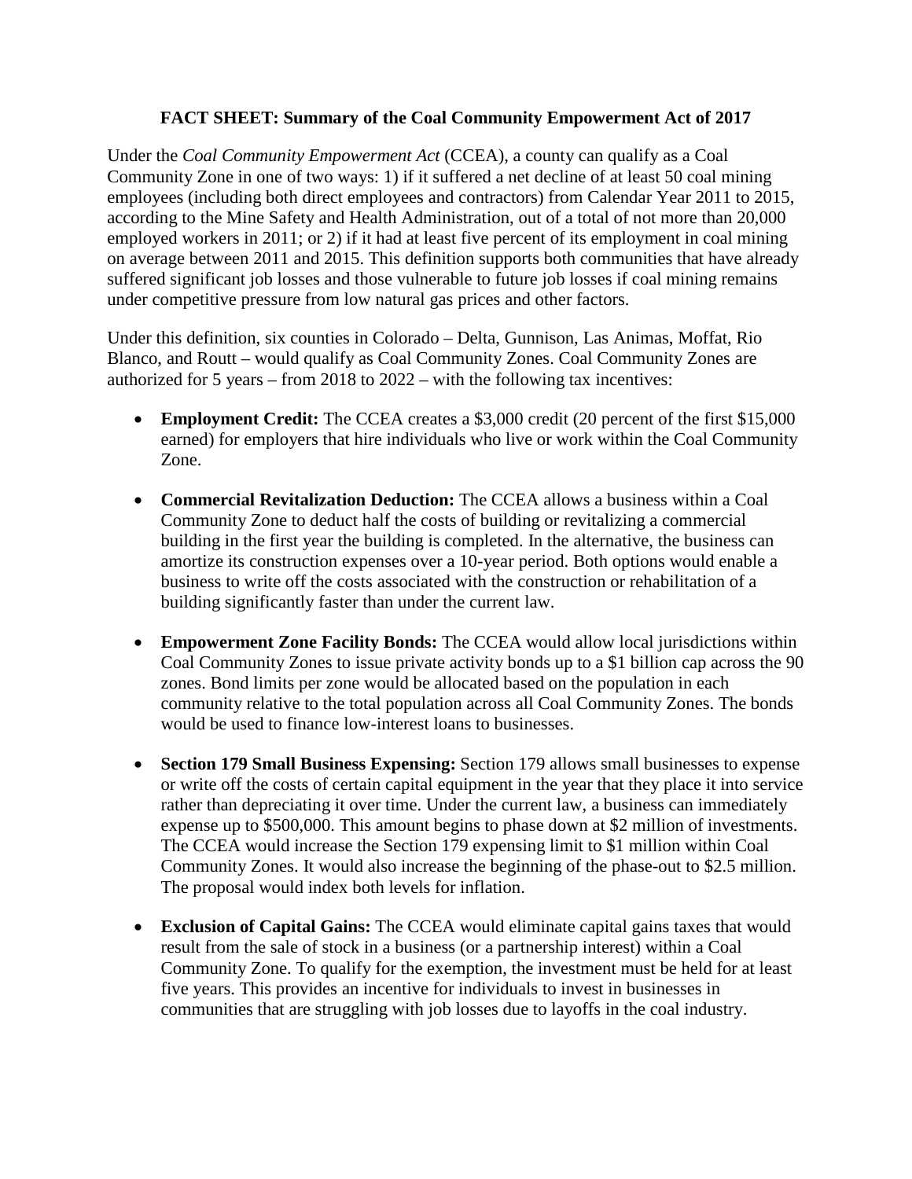# FACT SHEET: Summary of the Coal Community Empowerment Act of 2017

Under the *Coal Community Empowerment Act* (CCEA), a county can qualify as a Coal Community Zone in one of two ways: 1) if it suffered a net decline of at least 50 coal mining employees (including both direct employees and contractors) from Calendar Year 2011 to 2015, according to the Mine Safety and Health Administration, out of a total of not more than 20,000 employed workers in 2011; or 2) if it had at least five percent of its employment in coal mining on average between 2011 and 2015. This definition supports both communities that have already suffered significant job losses and those vulnerable to future job losses if coal mining remains under competitive pressure from low natural gas prices and other factors.

Under this definition, six counties in Colorado – Delta, Gunnison, Las Animas, Moffat, Rio Blanco, and Routt – would qualify as Coal Community Zones. Coal Community Zones are authorized for 5 years – from 2018 to 2022 – with the following tax incentives:

- **Employment Credit:** The CCEA creates a $3,000 credit (20 percent of the first $15,000 earned) for employers that hire individuals who live or work within the Coal Community Zone.
- **Commercial Revitalization Deduction:** The CCEA allows a business within a Coal Community Zone to deduct half the costs of building or revitalizing a commercial building in the first year the building is completed. In the alternative, the business can amortize its construction expenses over a 10-year period. Both options would enable a business to write off the costs associated with the construction or rehabilitation of a building significantly faster than under the current law.
- **Empowerment Zone Facility Bonds:** The CCEA would allow local jurisdictions within Coal Community Zones to issue private activity bonds up to a $1 billion cap across the 90 zones. Bond limits per zone would be allocated based on the population in each community relative to the total population across all Coal Community Zones. The bonds would be used to finance low-interest loans to businesses.
- **Section 179 Small Business Expensing:** Section 179 allows small businesses to expense or write off the costs of certain capital equipment in the year that they place it into service rather than depreciating it over time. Under the current law, a business can immediately expense up to $500,000. This amount begins to phase down at $2 million of investments. The CCEA would increase the Section 179 expensing limit to $1 million within Coal Community Zones. It would also increase the beginning of the phase-out to $2.5 million. The proposal would index both levels for inflation.
- **Exclusion of Capital Gains:** The CCEA would eliminate capital gains taxes that would result from the sale of stock in a business (or a partnership interest) within a Coal Community Zone. To qualify for the exemption, the investment must be held for at least five years. This provides an incentive for individuals to invest in businesses in communities that are struggling with job losses due to layoffs in the coal industry.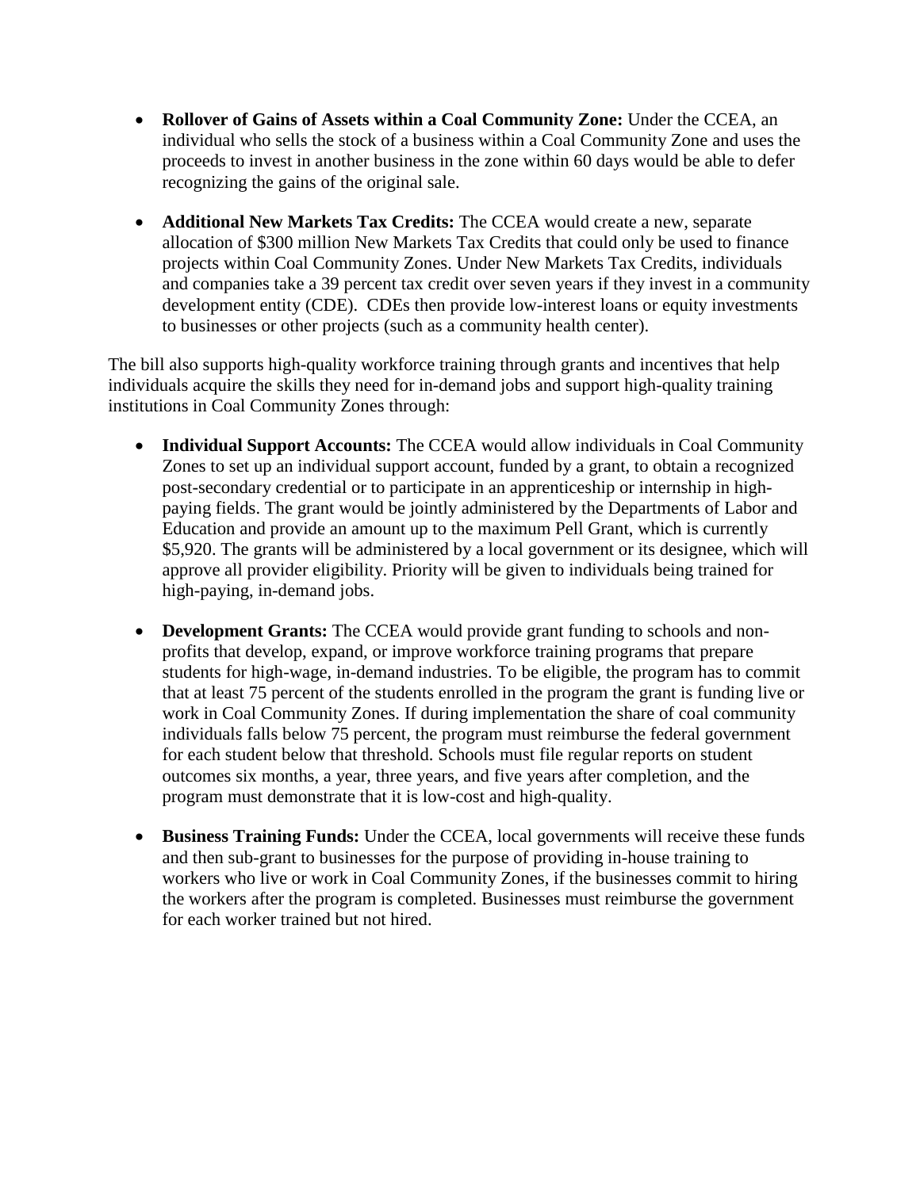- **Rollover of Gains of Assets within a Coal Community Zone:** Under the CCEA, an individual who sells the stock of a business within a Coal Community Zone and uses the proceeds to invest in another business in the zone within 60 days would be able to defer recognizing the gains of the original sale.
- **Additional New Markets Tax Credits:** The CCEA would create a new, separate allocation of $300 million New Markets Tax Credits that could only be used to finance projects within Coal Community Zones. Under New Markets Tax Credits, individuals and companies take a 39 percent tax credit over seven years if they invest in a community development entity (CDE). CDEs then provide low-interest loans or equity investments to businesses or other projects (such as a community health center).

The bill also supports high-quality workforce training through grants and incentives that help individuals acquire the skills they need for in-demand jobs and support high-quality training institutions in Coal Community Zones through:

- **Individual Support Accounts:** The CCEA would allow individuals in Coal Community Zones to set up an individual support account, funded by a grant, to obtain a recognized post-secondary credential or to participate in an apprenticeship or internship in high-paying fields. The grant would be jointly administered by the Departments of Labor and Education and provide an amount up to the maximum Pell Grant, which is currently $5,920. The grants will be administered by a local government or its designee, which will approve all provider eligibility. Priority will be given to individuals being trained for high-paying, in-demand jobs.
- **Development Grants:** The CCEA would provide grant funding to schools and non-profits that develop, expand, or improve workforce training programs that prepare students for high-wage, in-demand industries. To be eligible, the program has to commit that at least 75 percent of the students enrolled in the program the grant is funding live or work in Coal Community Zones. If during implementation the share of coal community individuals falls below 75 percent, the program must reimburse the federal government for each student below that threshold. Schools must file regular reports on student outcomes six months, a year, three years, and five years after completion, and the program must demonstrate that it is low-cost and high-quality.
- **Business Training Funds:** Under the CCEA, local governments will receive these funds and then sub-grant to businesses for the purpose of providing in-house training to workers who live or work in Coal Community Zones, if the businesses commit to hiring the workers after the program is completed. Businesses must reimburse the government for each worker trained but not hired.